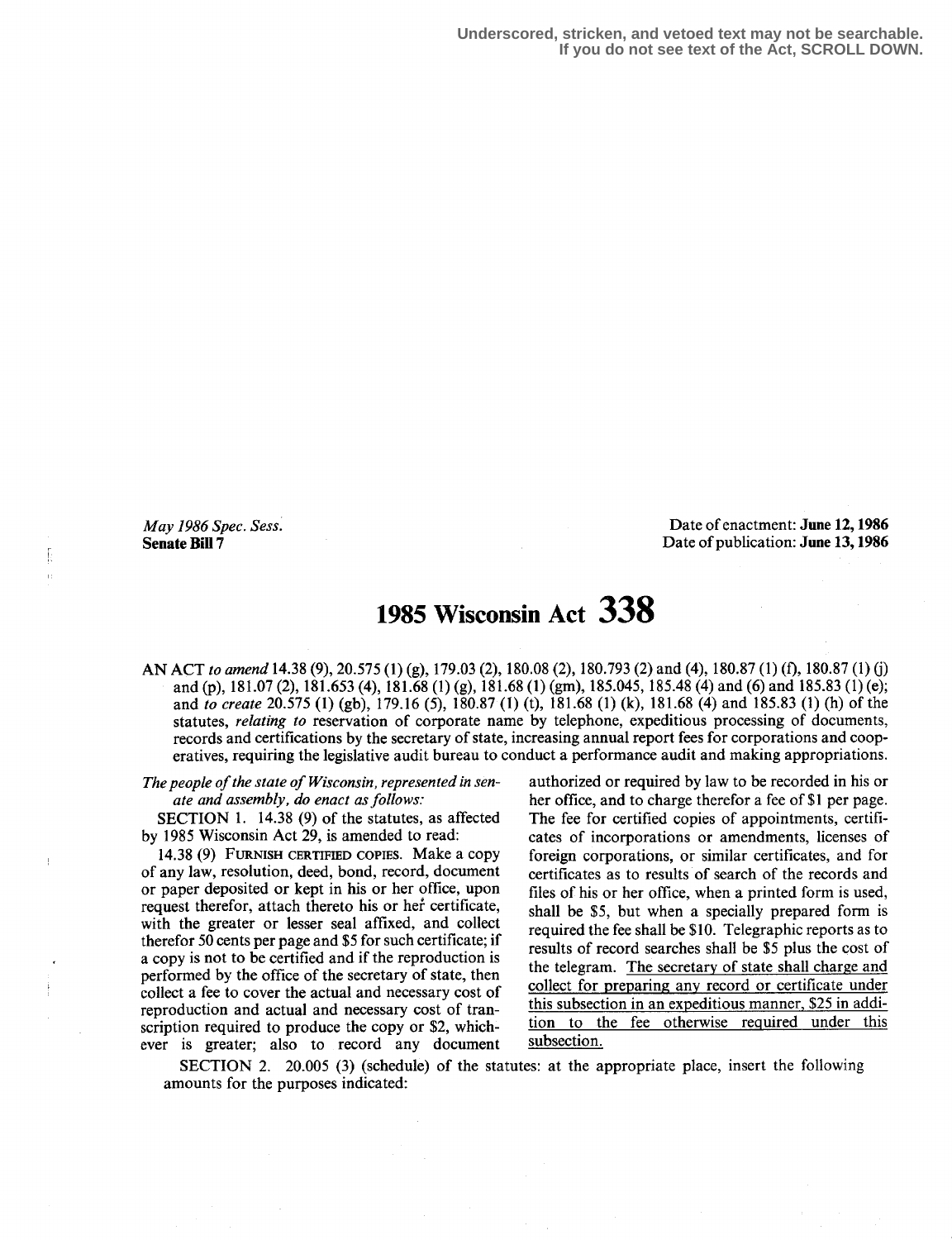Underscored, stricken, and vetoed text may not be searchable.
If you do not see text of the Act, SCROLL DOWN.

*May 1986 Spec. Sess.*
**Senate Bill 7**

Date of enactment: **June 12, 1986**
Date of publication: **June 13, 1986**

# 1985 Wisconsin Act 338

AN ACT *to amend* 14.38 (9), 20.575 (1) (g), 179.03 (2), 180.08 (2), 180.793 (2) and (4), 180.87 (1) (f), 180.87 (1) (j) and (p), 181.07 (2), 181.653 (4), 181.68 (1) (g), 181.68 (1) (gm), 185.045, 185.48 (4) and (6) and 185.83 (1) (e); and *to create* 20.575 (1) (gb), 179.16 (5), 180.87 (1) (t), 181.68 (1) (k), 181.68 (4) and 185.83 (1) (h) of the statutes, *relating to* reservation of corporate name by telephone, expeditious processing of documents, records and certifications by the secretary of state, increasing annual report fees for corporations and cooperatives, requiring the legislative audit bureau to conduct a performance audit and making appropriations.

*The people of the state of Wisconsin, represented in senate and assembly, do enact as follows:*

SECTION 1. 14.38 (9) of the statutes, as affected by 1985 Wisconsin Act 29, is amended to read:

14.38 (9) FURNISH CERTIFIED COPIES. Make a copy of any law, resolution, deed, bond, record, document or paper deposited or kept in his or her office, upon request therefor, attach thereto his or her certificate, with the greater or lesser seal affixed, and collect therefor 50 cents per page and $5 for such certificate; if a copy is not to be certified and if the reproduction is performed by the office of the secretary of state, then collect a fee to cover the actual and necessary cost of reproduction and actual and necessary cost of transcription required to produce the copy or $2, whichever is greater; also to record any document authorized or required by law to be recorded in his or her office, and to charge therefor a fee of $1 per page. The fee for certified copies of appointments, certificates of incorporations or amendments, licenses of foreign corporations, or similar certificates, and for certificates as to results of search of the records and files of his or her office, when a printed form is used, shall be $5, but when a specially prepared form is required the fee shall be $10. Telegraphic reports as to results of record searches shall be $5 plus the cost of the telegram. <u>The secretary of state shall charge and collect for preparing any record or certificate under this subsection in an expeditious manner, $25 in addition to the fee otherwise required under this subsection.</u>

SECTION 2. 20.005 (3) (schedule) of the statutes: at the appropriate place, insert the following amounts for the purposes indicated: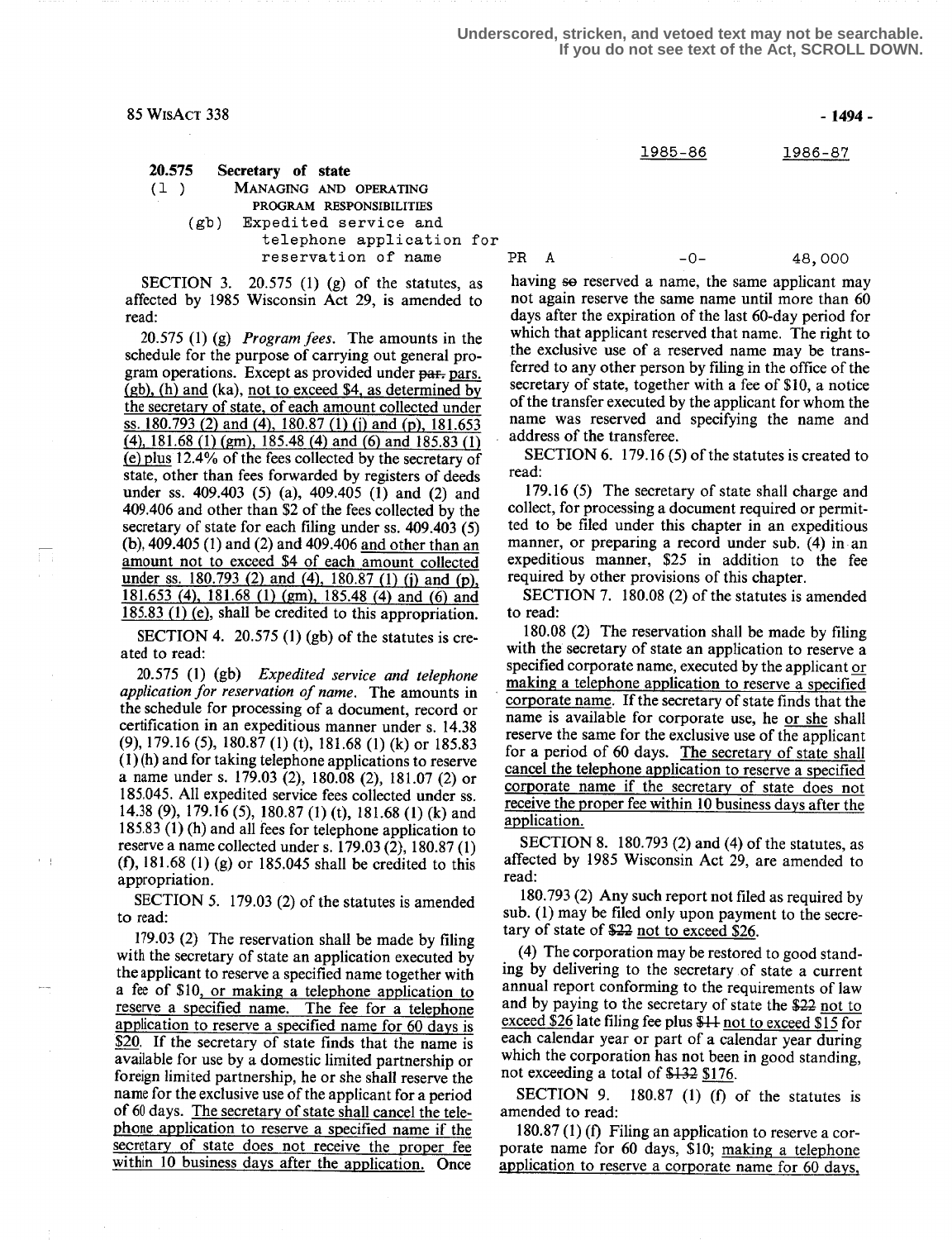Underscored, stricken, and vetoed text may not be searchable.
If you do not see text of the Act, SCROLL DOWN.

| | | | 1985-86 | 1986-87 |
|---|---|---|---|---|
| **20.575** | **Secretary of state** | | | |
| (1) | MANAGING AND OPERATING PROGRAM RESPONSIBILITIES | | | |
| (gb) | Expedited service and telephone application for reservation of name | PR A | -0- | 48,000 |

SECTION 3. 20.575 (1) (g) of the statutes, as affected by 1985 Wisconsin Act 29, is amended to read:

20.575 (1) (g) *Program fees.* The amounts in the schedule for the purpose of carrying out general program operations. Except as provided under ~~par.~~ pars. (gb), (h) and (ka), not to exceed $4, as determined by the secretary of state, of each amount collected under ss. 180.793 (2) and (4), 180.87 (1) (j) and (p), 181.653 (4), 181.68 (1) (gm), 185.48 (4) and (6) and 185.83 (1) (e) plus 12.4% of the fees collected by the secretary of state, other than fees forwarded by registers of deeds under ss. 409.403 (5) (a), 409.405 (1) and (2) and 409.406 and other than $2 of the fees collected by the secretary of state for each filing under ss. 409.403 (5) (b), 409.405 (1) and (2) and 409.406 and other than an amount not to exceed $4 of each amount collected under ss. 180.793 (2) and (4), 180.87 (1) (j) and (p), 181.653 (4), 181.68 (1) (gm), 185.48 (4) and (6) and 185.83 (1) (e), shall be credited to this appropriation.

SECTION 4. 20.575 (1) (gb) of the statutes is created to read:

20.575 (1) (gb) *Expedited service and telephone application for reservation of name.* The amounts in the schedule for processing of a document, record or certification in an expeditious manner under s. 14.38 (9), 179.16 (5), 180.87 (1) (t), 181.68 (1) (k) or 185.83 (1) (h) and for taking telephone applications to reserve a name under s. 179.03 (2), 180.08 (2), 181.07 (2) or 185.045. All expedited service fees collected under ss. 14.38 (9), 179.16 (5), 180.87 (1) (t), 181.68 (1) (k) and 185.83 (1) (h) and all fees for telephone application to reserve a name collected under s. 179.03 (2), 180.87 (1) (f), 181.68 (1) (g) or 185.045 shall be credited to this appropriation.

SECTION 5. 179.03 (2) of the statutes is amended to read:

179.03 (2) The reservation shall be made by filing with the secretary of state an application executed by the applicant to reserve a specified name together with a fee of $10, or making a telephone application to reserve a specified name. The fee for a telephone application to reserve a specified name for 60 days is $20. If the secretary of state finds that the name is available for use by a domestic limited partnership or foreign limited partnership, he or she shall reserve the name for the exclusive use of the applicant for a period of 60 days. The secretary of state shall cancel the telephone application to reserve a specified name if the secretary of state does not receive the proper fee within 10 business days after the application. Once having ~~so~~ reserved a name, the same applicant may not again reserve the same name until more than 60 days after the expiration of the last 60-day period for which that applicant reserved that name. The right to the exclusive use of a reserved name may be transferred to any other person by filing in the office of the secretary of state, together with a fee of $10, a notice of the transfer executed by the applicant for whom the name was reserved and specifying the name and address of the transferee.

SECTION 6. 179.16 (5) of the statutes is created to read:

179.16 (5) The secretary of state shall charge and collect, for processing a document required or permitted to be filed under this chapter in an expeditious manner, or preparing a record under sub. (4) in an expeditious manner, $25 in addition to the fee required by other provisions of this chapter.

SECTION 7. 180.08 (2) of the statutes is amended to read:

180.08 (2) The reservation shall be made by filing with the secretary of state an application to reserve a specified corporate name, executed by the applicant or making a telephone application to reserve a specified corporate name. If the secretary of state finds that the name is available for corporate use, he or she shall reserve the same for the exclusive use of the applicant for a period of 60 days. The secretary of state shall cancel the telephone application to reserve a specified corporate name if the secretary of state does not receive the proper fee within 10 business days after the application.

SECTION 8. 180.793 (2) and (4) of the statutes, as affected by 1985 Wisconsin Act 29, are amended to read:

180.793 (2) Any such report not filed as required by sub. (1) may be filed only upon payment to the secretary of state of ~~$22~~ not to exceed $26.

(4) The corporation may be restored to good standing by delivering to the secretary of state a current annual report conforming to the requirements of law and by paying to the secretary of state the ~~$22~~ not to exceed $26 late filing fee plus ~~$11~~ not to exceed $15 for each calendar year or part of a calendar year during which the corporation has not been in good standing, not exceeding a total of ~~$132~~ $176.

SECTION 9. 180.87 (1) (f) of the statutes is amended to read:

180.87 (1) (f) Filing an application to reserve a corporate name for 60 days, $10; making a telephone application to reserve a corporate name for 60 days,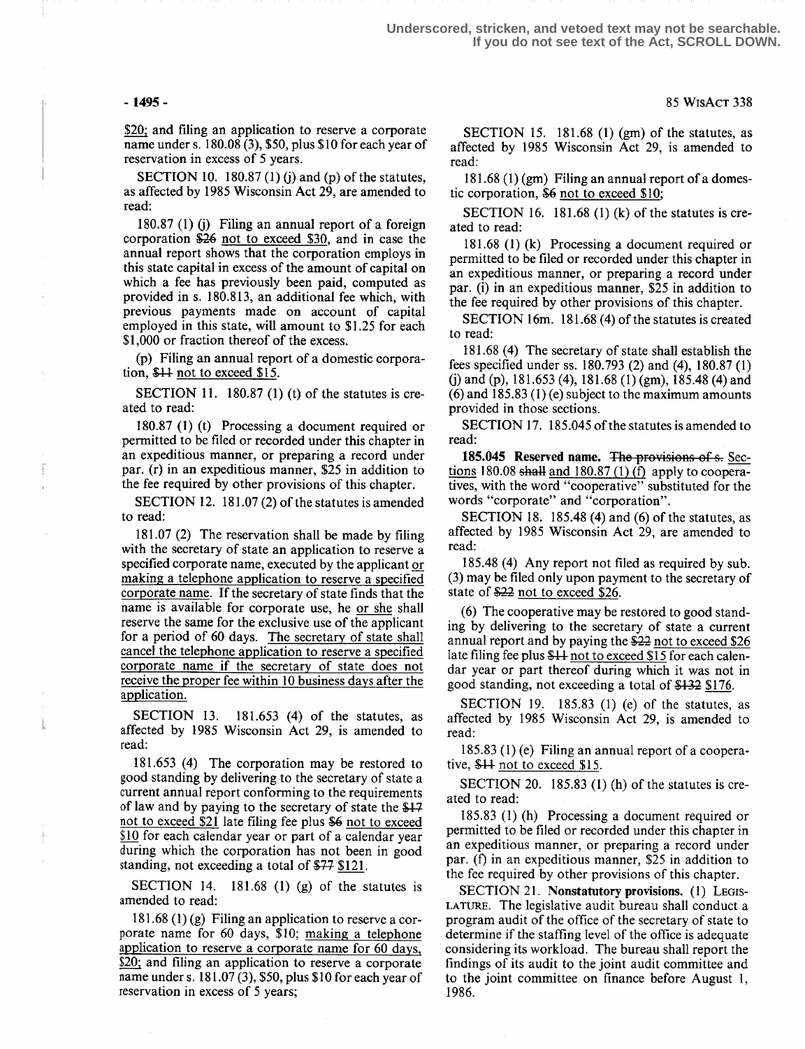$20; and filing an application to reserve a corporate name under s. 180.08 (3), $50, plus $10 for each year of reservation in excess of 5 years.

SECTION 10. 180.87 (1) (j) and (p) of the statutes, as affected by 1985 Wisconsin Act 29, are amended to read:

180.87 (1) (j) Filing an annual report of a foreign corporation ~~$26~~ not to exceed $30, and in case the annual report shows that the corporation employs in this state capital in excess of the amount of capital on which a fee has previously been paid, computed as provided in s. 180.813, an additional fee which, with previous payments made on account of capital employed in this state, will amount to $1.25 for each $1,000 or fraction thereof of the excess.

(p) Filing an annual report of a domestic corporation, ~~$11~~ not to exceed $15.

SECTION 11. 180.87 (1) (t) of the statutes is created to read:

180.87 (1) (t) Processing a document required or permitted to be filed or recorded under this chapter in an expeditious manner, or preparing a record under par. (r) in an expeditious manner, $25 in addition to the fee required by other provisions of this chapter.

SECTION 12. 181.07 (2) of the statutes is amended to read:

181.07 (2) The reservation shall be made by filing with the secretary of state an application to reserve a specified corporate name, executed by the applicant or making a telephone application to reserve a specified corporate name. If the secretary of state finds that the name is available for corporate use, he or she shall reserve the same for the exclusive use of the applicant for a period of 60 days. The secretary of state shall cancel the telephone application to reserve a specified corporate name if the secretary of state does not receive the proper fee within 10 business days after the application.

SECTION 13. 181.653 (4) of the statutes, as affected by 1985 Wisconsin Act 29, is amended to read:

181.653 (4) The corporation may be restored to good standing by delivering to the secretary of state a current annual report conforming to the requirements of law and by paying to the secretary of state the ~~$17~~ not to exceed $21 late filing fee plus ~~$6~~ not to exceed $10 for each calendar year or part of a calendar year during which the corporation has not been in good standing, not exceeding a total of ~~$77~~ $121.

SECTION 14. 181.68 (1) (g) of the statutes is amended to read:

181.68 (1) (g) Filing an application to reserve a corporate name for 60 days, $10; making a telephone application to reserve a corporate name for 60 days, $20; and filing an application to reserve a corporate name under s. 181.07 (3), $50, plus $10 for each year of reservation in excess of 5 years;

SECTION 15. 181.68 (1) (gm) of the statutes, as affected by 1985 Wisconsin Act 29, is amended to read:

181.68 (1) (gm) Filing an annual report of a domestic corporation, ~~$6~~ not to exceed $10;

SECTION 16. 181.68 (1) (k) of the statutes is created to read:

181.68 (1) (k) Processing a document required or permitted to be filed or recorded under this chapter in an expeditious manner, or preparing a record under par. (i) in an expeditious manner, $25 in addition to the fee required by other provisions of this chapter.

SECTION 16m. 181.68 (4) of the statutes is created to read:

181.68 (4) The secretary of state shall establish the fees specified under ss. 180.793 (2) and (4), 180.87 (1) (j) and (p), 181.653 (4), 181.68 (1) (gm), 185.48 (4) and (6) and 185.83 (1) (e) subject to the maximum amounts provided in those sections.

SECTION 17. 185.045 of the statutes is amended to read:

**185.045 Reserved name.** ~~The provisions of s.~~ Sections 180.08 ~~shall~~ and 180.87 (1) (f) apply to cooperatives, with the word "cooperative" substituted for the words "corporate" and "corporation".

SECTION 18. 185.48 (4) and (6) of the statutes, as affected by 1985 Wisconsin Act 29, are amended to read:

185.48 (4) Any report not filed as required by sub. (3) may be filed only upon payment to the secretary of state of ~~$22~~ not to exceed $26.

(6) The cooperative may be restored to good standing by delivering to the secretary of state a current annual report and by paying the ~~$22~~ not to exceed $26 late filing fee plus ~~$11~~ not to exceed $15 for each calendar year or part thereof during which it was not in good standing, not exceeding a total of ~~$132~~ $176.

SECTION 19. 185.83 (1) (e) of the statutes, as affected by 1985 Wisconsin Act 29, is amended to read:

185.83 (1) (e) Filing an annual report of a cooperative, ~~$11~~ not to exceed $15.

SECTION 20. 185.83 (1) (h) of the statutes is created to read:

185.83 (1) (h) Processing a document required or permitted to be filed or recorded under this chapter in an expeditious manner, or preparing a record under par. (f) in an expeditious manner, $25 in addition to the fee required by other provisions of this chapter.

SECTION 21. **Nonstatutory provisions.** (1) LEGISLATURE. The legislative audit bureau shall conduct a program audit of the office of the secretary of state to determine if the staffing level of the office is adequate considering its workload. The bureau shall report the findings of its audit to the joint audit committee and to the joint committee on finance before August 1, 1986.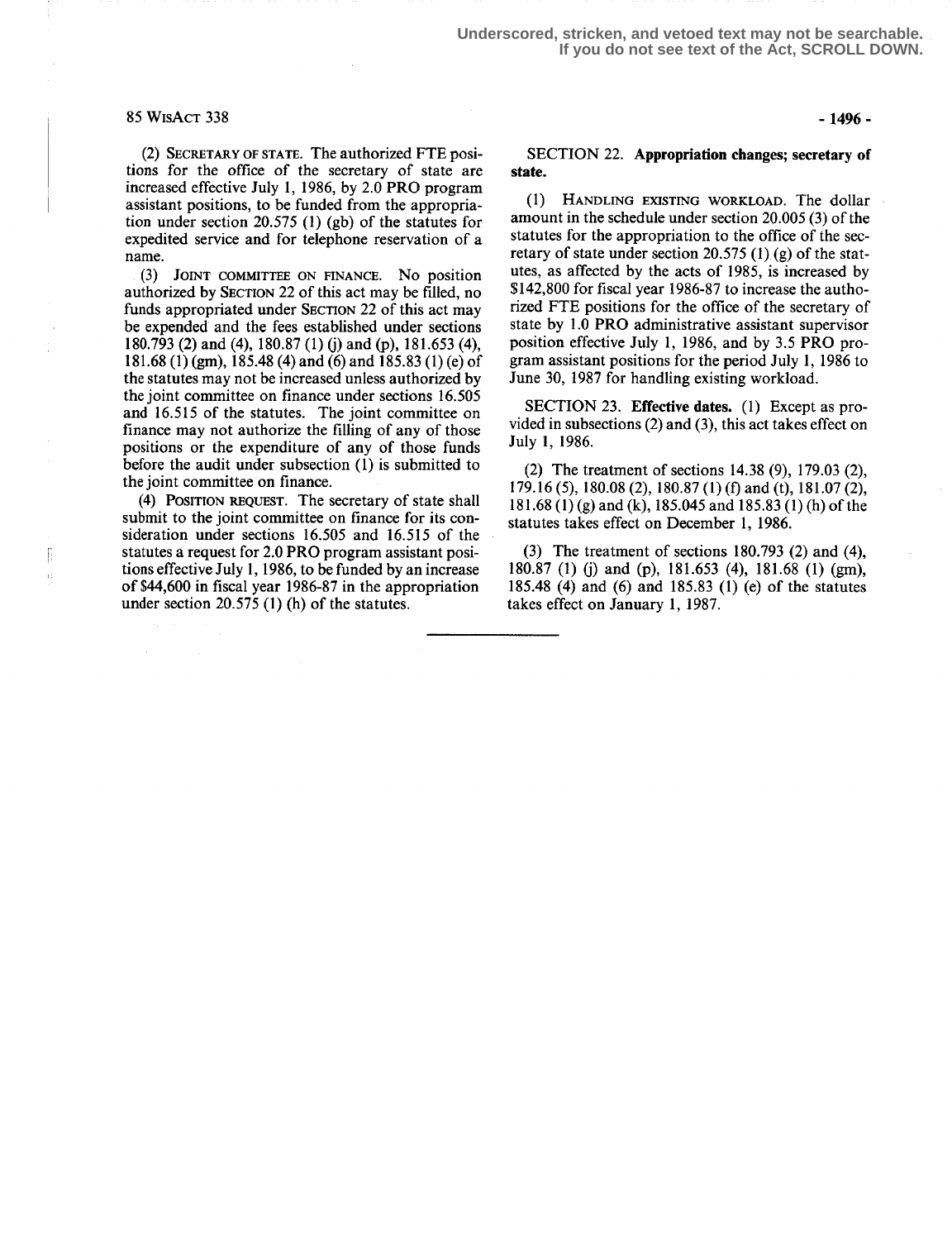(2) SECRETARY OF STATE. The authorized FTE positions for the office of the secretary of state are increased effective July 1, 1986, by 2.0 PRO program assistant positions, to be funded from the appropriation under section 20.575 (1) (gb) of the statutes for expedited service and for telephone reservation of a name.

(3) JOINT COMMITTEE ON FINANCE. No position authorized by SECTION 22 of this act may be filled, no funds appropriated under SECTION 22 of this act may be expended and the fees established under sections 180.793 (2) and (4), 180.87 (1) (j) and (p), 181.653 (4), 181.68 (1) (gm), 185.48 (4) and (6) and 185.83 (1) (e) of the statutes may not be increased unless authorized by the joint committee on finance under sections 16.505 and 16.515 of the statutes. The joint committee on finance may not authorize the filling of any of those positions or the expenditure of any of those funds before the audit under subsection (1) is submitted to the joint committee on finance.

(4) POSITION REQUEST. The secretary of state shall submit to the joint committee on finance for its consideration under sections 16.505 and 16.515 of the statutes a request for 2.0 PRO program assistant positions effective July 1, 1986, to be funded by an increase of $44,600 in fiscal year 1986-87 in the appropriation under section 20.575 (1) (h) of the statutes.

SECTION 22. **Appropriation changes; secretary of state.**

(1) HANDLING EXISTING WORKLOAD. The dollar amount in the schedule under section 20.005 (3) of the statutes for the appropriation to the office of the secretary of state under section 20.575 (1) (g) of the statutes, as affected by the acts of 1985, is increased by $142,800 for fiscal year 1986-87 to increase the authorized FTE positions for the office of the secretary of state by 1.0 PRO administrative assistant supervisor position effective July 1, 1986, and by 3.5 PRO program assistant positions for the period July 1, 1986 to June 30, 1987 for handling existing workload.

SECTION 23. **Effective dates.** (1) Except as provided in subsections (2) and (3), this act takes effect on July 1, 1986.

(2) The treatment of sections 14.38 (9), 179.03 (2), 179.16 (5), 180.08 (2), 180.87 (1) (f) and (t), 181.07 (2), 181.68 (1) (g) and (k), 185.045 and 185.83 (1) (h) of the statutes takes effect on December 1, 1986.

(3) The treatment of sections 180.793 (2) and (4), 180.87 (1) (j) and (p), 181.653 (4), 181.68 (1) (gm), 185.48 (4) and (6) and 185.83 (1) (e) of the statutes takes effect on January 1, 1987.